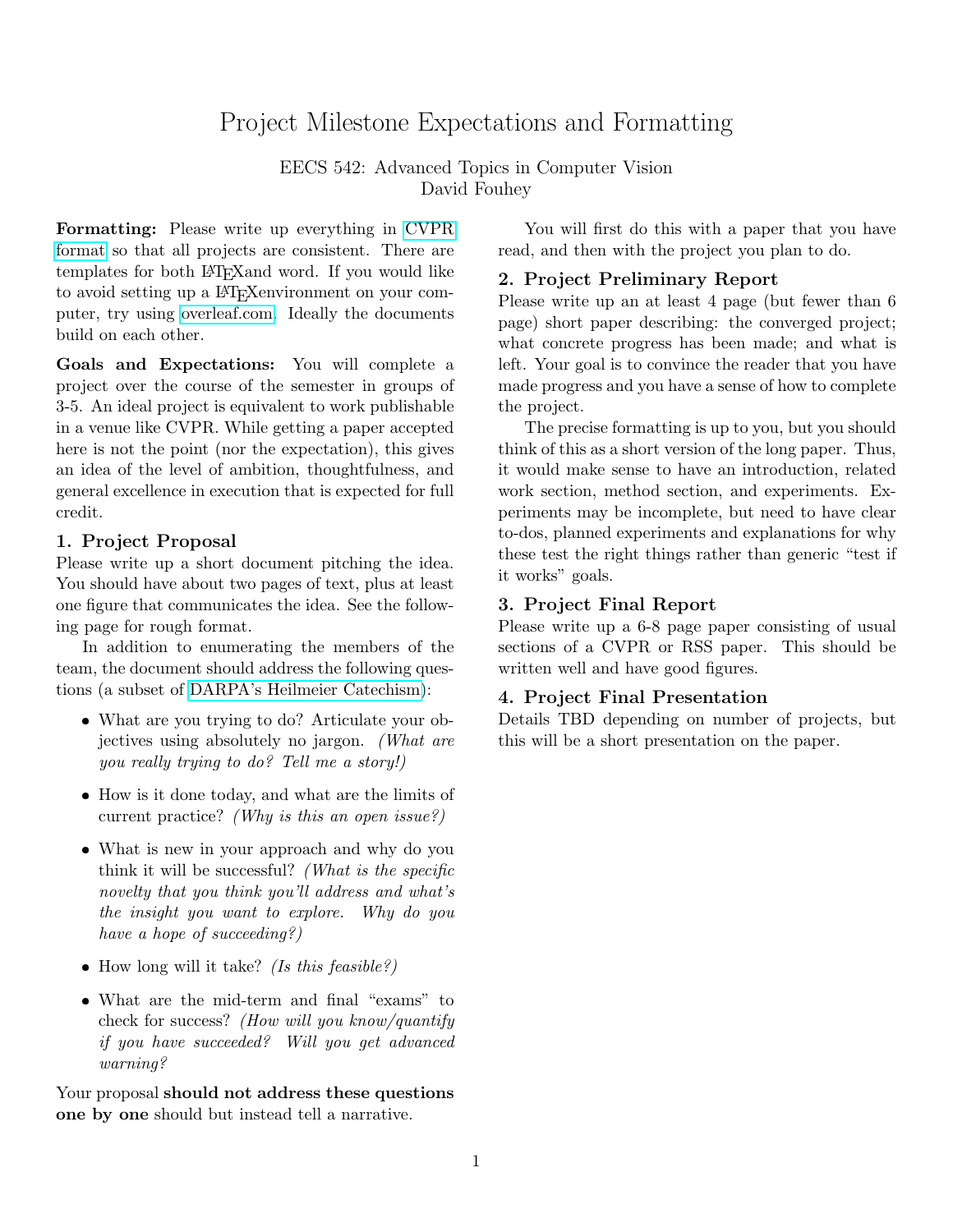# Project Milestone Expectations and Formatting

EECS 542: Advanced Topics in Computer Vision
David Fouhey

**Formatting:** Please write up everything in CVPR format so that all projects are consistent. There are templates for both LaTeXand word. If you would like to avoid setting up a LaTeXenvironment on your computer, try using overleaf.com. Ideally the documents build on each other.

**Goals and Expectations:** You will complete a project over the course of the semester in groups of 3-5. An ideal project is equivalent to work publishable in a venue like CVPR. While getting a paper accepted here is not the point (nor the expectation), this gives an idea of the level of ambition, thoughtfulness, and general excellence in execution that is expected for full credit.

## 1. Project Proposal

Please write up a short document pitching the idea. You should have about two pages of text, plus at least one figure that communicates the idea. See the following page for rough format.

In addition to enumerating the members of the team, the document should address the following questions (a subset of DARPA's Heilmeier Catechism):

- What are you trying to do? Articulate your objectives using absolutely no jargon. *(What are you really trying to do? Tell me a story!)*
- How is it done today, and what are the limits of current practice? *(Why is this an open issue?)*
- What is new in your approach and why do you think it will be successful? *(What is the specific novelty that you think you'll address and what's the insight you want to explore. Why do you have a hope of succeeding?)*
- How long will it take? *(Is this feasible?)*
- What are the mid-term and final "exams" to check for success? *(How will you know/quantify if you have succeeded? Will you get advanced warning?*

Your proposal **should not address these questions one by one** should but instead tell a narrative.

You will first do this with a paper that you have read, and then with the project you plan to do.

## 2. Project Preliminary Report

Please write up an at least 4 page (but fewer than 6 page) short paper describing: the converged project; what concrete progress has been made; and what is left. Your goal is to convince the reader that you have made progress and you have a sense of how to complete the project.

The precise formatting is up to you, but you should think of this as a short version of the long paper. Thus, it would make sense to have an introduction, related work section, method section, and experiments. Experiments may be incomplete, but need to have clear to-dos, planned experiments and explanations for why these test the right things rather than generic "test if it works" goals.

## 3. Project Final Report

Please write up a 6-8 page paper consisting of usual sections of a CVPR or RSS paper. This should be written well and have good figures.

## 4. Project Final Presentation

Details TBD depending on number of projects, but this will be a short presentation on the paper.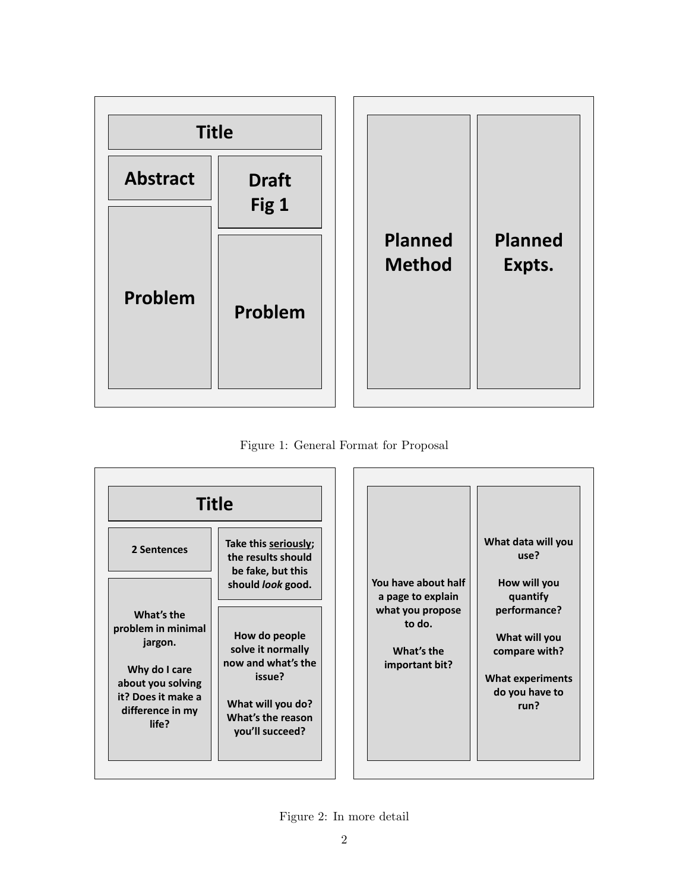Title

Abstract

Draft
Fig 1

Problem

Problem

Planned
Method

Planned
Expts.

Figure 1: General Format for Proposal

Title

2 Sentences

Take this seriously; the results should be fake, but this should *look* good.

What's the problem in minimal jargon.

Why do I care about you solving it? Does it make a difference in my life?

How do people solve it normally now and what's the issue?

What will you do? What's the reason you'll succeed?

You have about half a page to explain what you propose to do.

What's the important bit?

What data will you use?

How will you quantify performance?

What will you compare with?

What experiments do you have to run?

Figure 2: In more detail